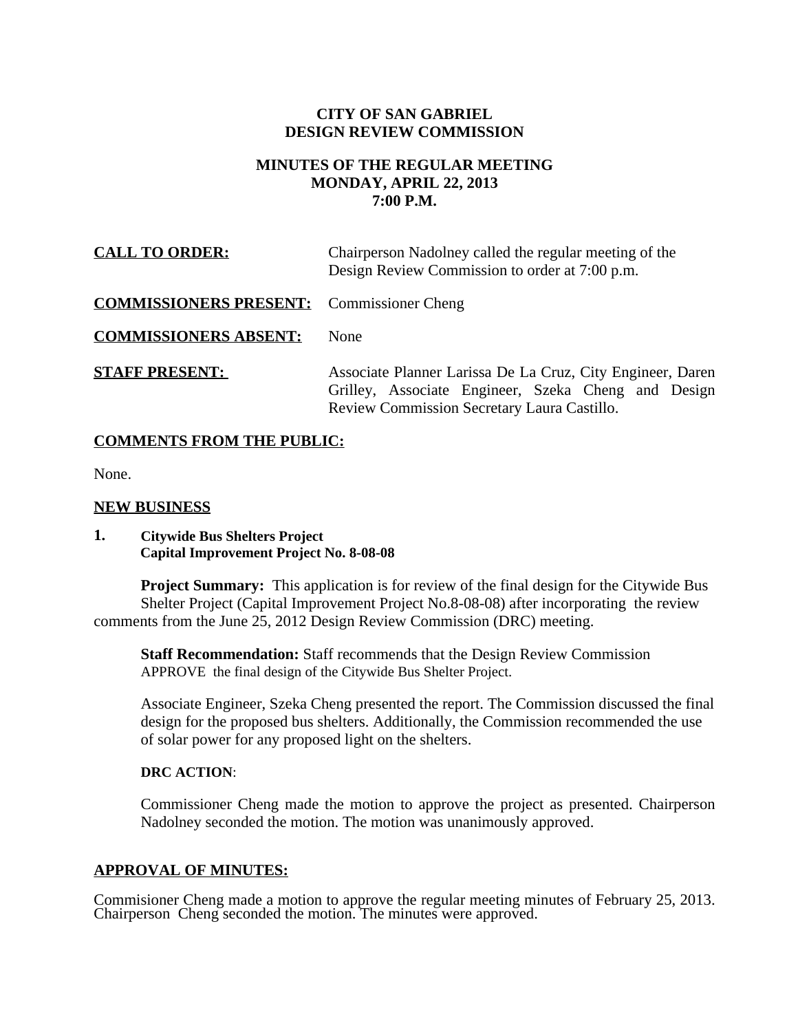**CITY OF SAN GABRIEL**
**DESIGN REVIEW COMMISSION**

**MINUTES OF THE REGULAR MEETING**
**MONDAY, APRIL 22, 2013**
**7:00 P.M.**

**CALL TO ORDER:** Chairperson Nadolney called the regular meeting of the Design Review Commission to order at 7:00 p.m.

**COMMISSIONERS PRESENT:** Commissioner Cheng

**COMMISSIONERS ABSENT:** None

**STAFF PRESENT:** Associate Planner Larissa De La Cruz, City Engineer, Daren Grilley, Associate Engineer, Szeka Cheng and Design Review Commission Secretary Laura Castillo.

**COMMENTS FROM THE PUBLIC:**

None.

**NEW BUSINESS**

**1. Citywide Bus Shelters Project**
**Capital Improvement Project No. 8-08-08**

**Project Summary:** This application is for review of the final design for the Citywide Bus Shelter Project (Capital Improvement Project No.8-08-08) after incorporating the review comments from the June 25, 2012 Design Review Commission (DRC) meeting.

**Staff Recommendation:** Staff recommends that the Design Review Commission APPROVE the final design of the Citywide Bus Shelter Project.

Associate Engineer, Szeka Cheng presented the report. The Commission discussed the final design for the proposed bus shelters. Additionally, the Commission recommended the use of solar power for any proposed light on the shelters.

**DRC ACTION**:

Commissioner Cheng made the motion to approve the project as presented. Chairperson Nadolney seconded the motion. The motion was unanimously approved.

**APPROVAL OF MINUTES:**

Commisioner Cheng made a motion to approve the regular meeting minutes of February 25, 2013. Chairperson Cheng seconded the motion. The minutes were approved.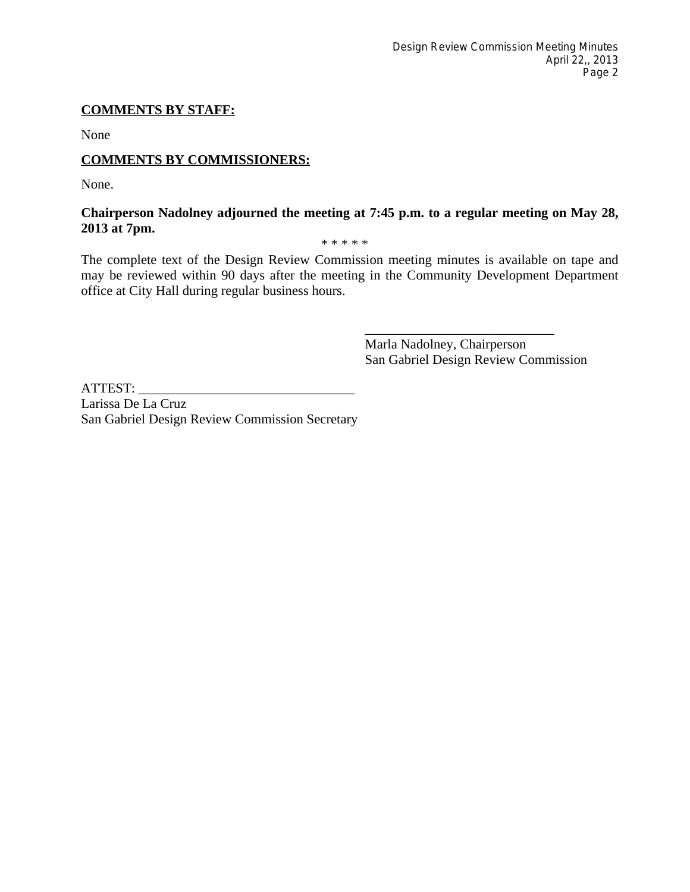**COMMENTS BY STAFF:**

None

**COMMENTS BY COMMISSIONERS:**

None.

**Chairperson Nadolney adjourned the meeting at 7:45 p.m. to a regular meeting on May 28, 2013 at 7pm.**

* * * * *

The complete text of the Design Review Commission meeting minutes is available on tape and may be reviewed within 90 days after the meeting in the Community Development Department office at City Hall during regular business hours.

____________________________
Marla Nadolney, Chairperson
San Gabriel Design Review Commission

ATTEST: ________________________________
Larissa De La Cruz
San Gabriel Design Review Commission Secretary